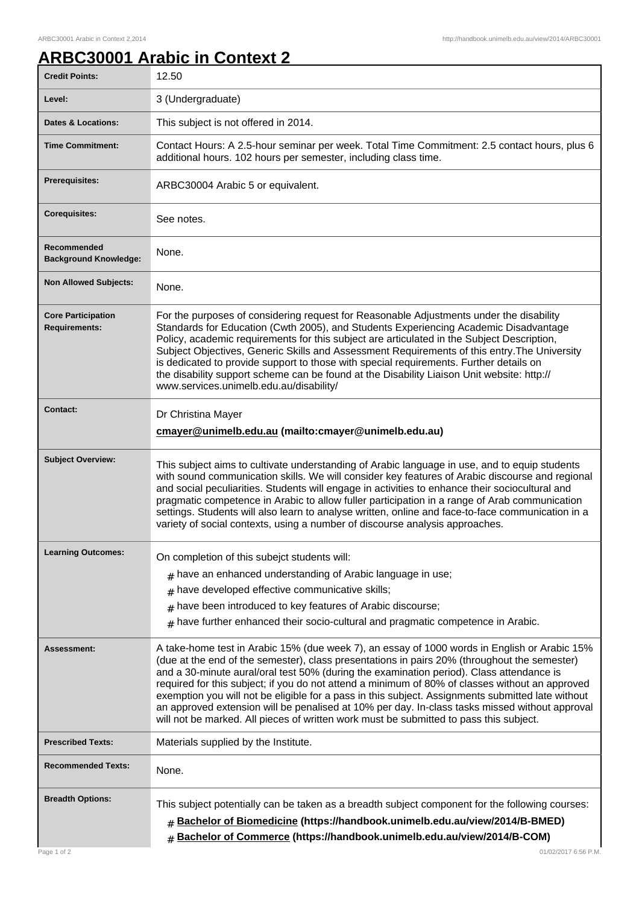# ARBC30001 Arabic in Context 2

| | |
|---|---|
| **Credit Points:** | 12.50 |
| **Level:** | 3 (Undergraduate) |
| **Dates & Locations:** | This subject is not offered in 2014. |
| **Time Commitment:** | Contact Hours: A 2.5-hour seminar per week. Total Time Commitment: 2.5 contact hours, plus 6 additional hours. 102 hours per semester, including class time. |
| **Prerequisites:** | ARBC30004 Arabic 5 or equivalent. |
| **Corequisites:** | See notes. |
| **Recommended Background Knowledge:** | None. |
| **Non Allowed Subjects:** | None. |
| **Core Participation Requirements:** | For the purposes of considering request for Reasonable Adjustments under the disability Standards for Education (Cwth 2005), and Students Experiencing Academic Disadvantage Policy, academic requirements for this subject are articulated in the Subject Description, Subject Objectives, Generic Skills and Assessment Requirements of this entry.The University is dedicated to provide support to those with special requirements. Further details on the disability support scheme can be found at the Disability Liaison Unit website: http://www.services.unimelb.edu.au/disability/ |
| **Contact:** | Dr Christina Mayer<br>**cmayer@unimelb.edu.au (mailto:cmayer@unimelb.edu.au)** |
| **Subject Overview:** | This subject aims to cultivate understanding of Arabic language in use, and to equip students with sound communication skills. We will consider key features of Arabic discourse and regional and social peculiarities. Students will engage in activities to enhance their sociocultural and pragmatic competence in Arabic to allow fuller participation in a range of Arab communication settings. Students will also learn to analyse written, online and face-to-face communication in a variety of social contexts, using a number of discourse analysis approaches. |
| **Learning Outcomes:** | On completion of this subejct students will:<br># have an enhanced understanding of Arabic language in use;<br># have developed effective communicative skills;<br># have been introduced to key features of Arabic discourse;<br># have further enhanced their socio-cultural and pragmatic competence in Arabic. |
| **Assessment:** | A take-home test in Arabic 15% (due week 7), an essay of 1000 words in English or Arabic 15% (due at the end of the semester), class presentations in pairs 20% (throughout the semester) and a 30-minute aural/oral test 50% (during the examination period). Class attendance is required for this subject; if you do not attend a minimum of 80% of classes without an approved exemption you will not be eligible for a pass in this subject. Assignments submitted late without an approved extension will be penalised at 10% per day. In-class tasks missed without approval will not be marked. All pieces of written work must be submitted to pass this subject. |
| **Prescribed Texts:** | Materials supplied by the Institute. |
| **Recommended Texts:** | None. |
| **Breadth Options:** | This subject potentially can be taken as a breadth subject component for the following courses:<br># **Bachelor of Biomedicine (https://handbook.unimelb.edu.au/view/2014/B-BMED)**<br># **Bachelor of Commerce (https://handbook.unimelb.edu.au/view/2014/B-COM)** |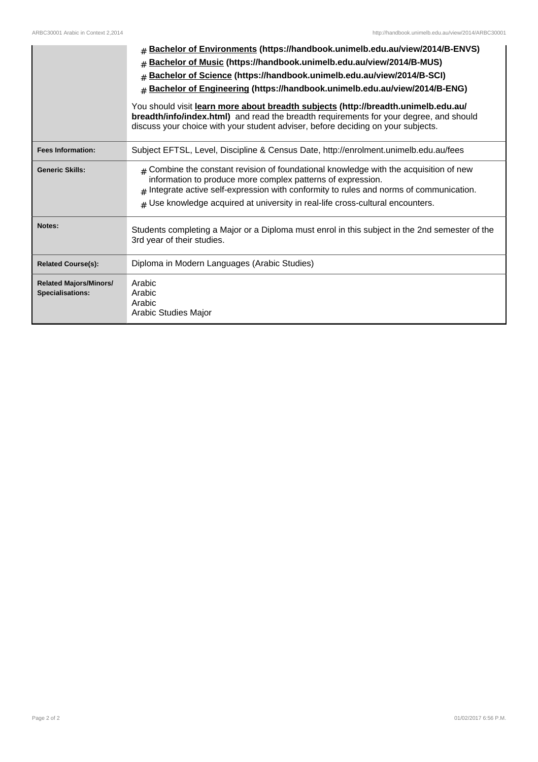| | |
|---|---|
| | # **Bachelor of Environments** (https://handbook.unimelb.edu.au/view/2014/B-ENVS)<br># **Bachelor of Music** (https://handbook.unimelb.edu.au/view/2014/B-MUS)<br># **Bachelor of Science** (https://handbook.unimelb.edu.au/view/2014/B-SCI)<br># **Bachelor of Engineering** (https://handbook.unimelb.edu.au/view/2014/B-ENG)<br><br>You should visit **learn more about breadth subjects (http://breadth.unimelb.edu.au/breadth/info/index.html)** and read the breadth requirements for your degree, and should discuss your choice with your student adviser, before deciding on your subjects. |
| **Fees Information:** | Subject EFTSL, Level, Discipline & Census Date, http://enrolment.unimelb.edu.au/fees |
| **Generic Skills:** | # Combine the constant revision of foundational knowledge with the acquisition of new information to produce more complex patterns of expression.<br># Integrate active self-expression with conformity to rules and norms of communication.<br># Use knowledge acquired at university in real-life cross-cultural encounters. |
| **Notes:** | Students completing a Major or a Diploma must enrol in this subject in the 2nd semester of the 3rd year of their studies. |
| **Related Course(s):** | Diploma in Modern Languages (Arabic Studies) |
| **Related Majors/Minors/ Specialisations:** | Arabic<br>Arabic<br>Arabic<br>Arabic Studies Major |